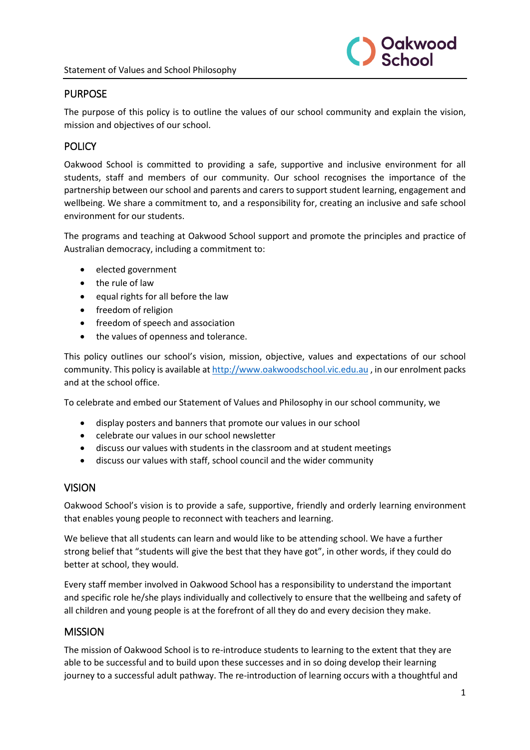## PURPOSE

The purpose of this policy is to outline the values of our school community and explain the vision, mission and objectives of our school.

## POLICY

Oakwood School is committed to providing a safe, supportive and inclusive environment for all students, staff and members of our community. Our school recognises the importance of the partnership between our school and parents and carers to support student learning, engagement and wellbeing. We share a commitment to, and a responsibility for, creating an inclusive and safe school environment for our students.

The programs and teaching at Oakwood School support and promote the principles and practice of Australian democracy, including a commitment to:

- elected government
- the rule of law
- equal rights for all before the law
- freedom of religion
- freedom of speech and association
- the values of openness and tolerance.

This policy outlines our school's vision, mission, objective, values and expectations of our school community. This policy is available at [http://www.oakwoodschool.vic.edu.au](http://www.oakwoodschool.vic.edu.au) , in our enrolment packs and at the school office.

To celebrate and embed our Statement of Values and Philosophy in our school community, we

- display posters and banners that promote our values in our school
- celebrate our values in our school newsletter
- discuss our values with students in the classroom and at student meetings
- discuss our values with staff, school council and the wider community

## VISION

Oakwood School's vision is to provide a safe, supportive, friendly and orderly learning environment that enables young people to reconnect with teachers and learning.

We believe that all students can learn and would like to be attending school. We have a further strong belief that "students will give the best that they have got", in other words, if they could do better at school, they would.

Every staff member involved in Oakwood School has a responsibility to understand the important and specific role he/she plays individually and collectively to ensure that the wellbeing and safety of all children and young people is at the forefront of all they do and every decision they make.

## MISSION

The mission of Oakwood School is to re-introduce students to learning to the extent that they are able to be successful and to build upon these successes and in so doing develop their learning journey to a successful adult pathway. The re-introduction of learning occurs with a thoughtful and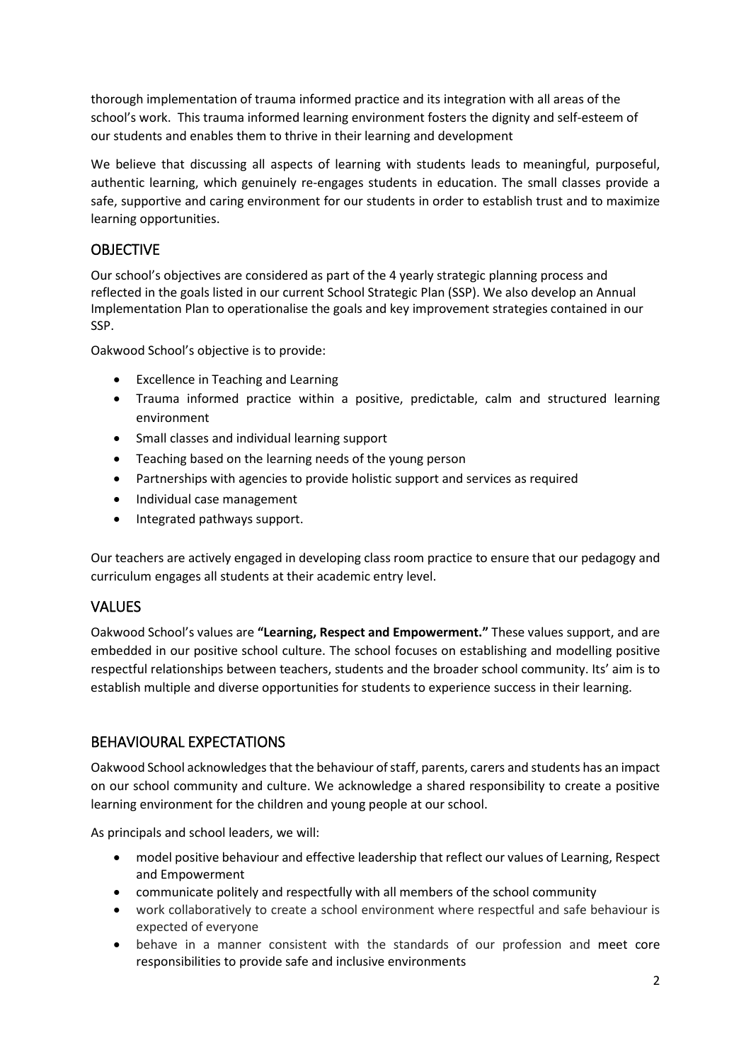thorough implementation of trauma informed practice and its integration with all areas of the school's work. This trauma informed learning environment fosters the dignity and self-esteem of our students and enables them to thrive in their learning and development

We believe that discussing all aspects of learning with students leads to meaningful, purposeful, authentic learning, which genuinely re-engages students in education. The small classes provide a safe, supportive and caring environment for our students in order to establish trust and to maximize learning opportunities.

## OBJECTIVE

Our school's objectives are considered as part of the 4 yearly strategic planning process and reflected in the goals listed in our current School Strategic Plan (SSP). We also develop an Annual Implementation Plan to operationalise the goals and key improvement strategies contained in our SSP.

Oakwood School's objective is to provide:

- Excellence in Teaching and Learning
- Trauma informed practice within a positive, predictable, calm and structured learning environment
- Small classes and individual learning support
- Teaching based on the learning needs of the young person
- Partnerships with agencies to provide holistic support and services as required
- Individual case management
- Integrated pathways support.

Our teachers are actively engaged in developing class room practice to ensure that our pedagogy and curriculum engages all students at their academic entry level.

## VALUES

Oakwood School's values are **"Learning, Respect and Empowerment."** These values support, and are embedded in our positive school culture. The school focuses on establishing and modelling positive respectful relationships between teachers, students and the broader school community. Its' aim is to establish multiple and diverse opportunities for students to experience success in their learning.

## BEHAVIOURAL EXPECTATIONS

Oakwood School acknowledges that the behaviour of staff, parents, carers and students has an impact on our school community and culture. We acknowledge a shared responsibility to create a positive learning environment for the children and young people at our school.

As principals and school leaders, we will:

- model positive behaviour and effective leadership that reflect our values of Learning, Respect and Empowerment
- communicate politely and respectfully with all members of the school community
- work collaboratively to create a school environment where respectful and safe behaviour is expected of everyone
- behave in a manner consistent with the standards of our profession and meet core responsibilities to provide safe and inclusive environments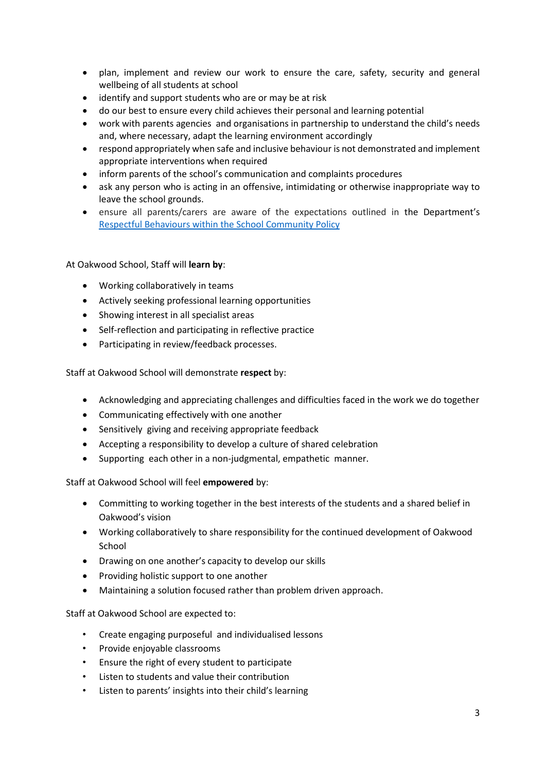- plan, implement and review our work to ensure the care, safety, security and general wellbeing of all students at school
- identify and support students who are or may be at risk
- do our best to ensure every child achieves their personal and learning potential
- work with parents agencies and organisations in partnership to understand the child's needs and, where necessary, adapt the learning environment accordingly
- respond appropriately when safe and inclusive behaviour is not demonstrated and implement appropriate interventions when required
- inform parents of the school's communication and complaints procedures
- ask any person who is acting in an offensive, intimidating or otherwise inappropriate way to leave the school grounds.
- ensure all parents/carers are aware of the expectations outlined in the Department's [Respectful Behaviours within the School Community Policy]()

At Oakwood School, Staff will **learn by**:

- Working collaboratively in teams
- Actively seeking professional learning opportunities
- Showing interest in all specialist areas
- Self-reflection and participating in reflective practice
- Participating in review/feedback processes.

Staff at Oakwood School will demonstrate **respect** by:

- Acknowledging and appreciating challenges and difficulties faced in the work we do together
- Communicating effectively with one another
- Sensitively giving and receiving appropriate feedback
- Accepting a responsibility to develop a culture of shared celebration
- Supporting each other in a non-judgmental, empathetic manner.

Staff at Oakwood School will feel **empowered** by:

- Committing to working together in the best interests of the students and a shared belief in Oakwood's vision
- Working collaboratively to share responsibility for the continued development of Oakwood School
- Drawing on one another's capacity to develop our skills
- Providing holistic support to one another
- Maintaining a solution focused rather than problem driven approach.

Staff at Oakwood School are expected to:

- Create engaging purposeful and individualised lessons
- Provide enjoyable classrooms
- Ensure the right of every student to participate
- Listen to students and value their contribution
- Listen to parents' insights into their child's learning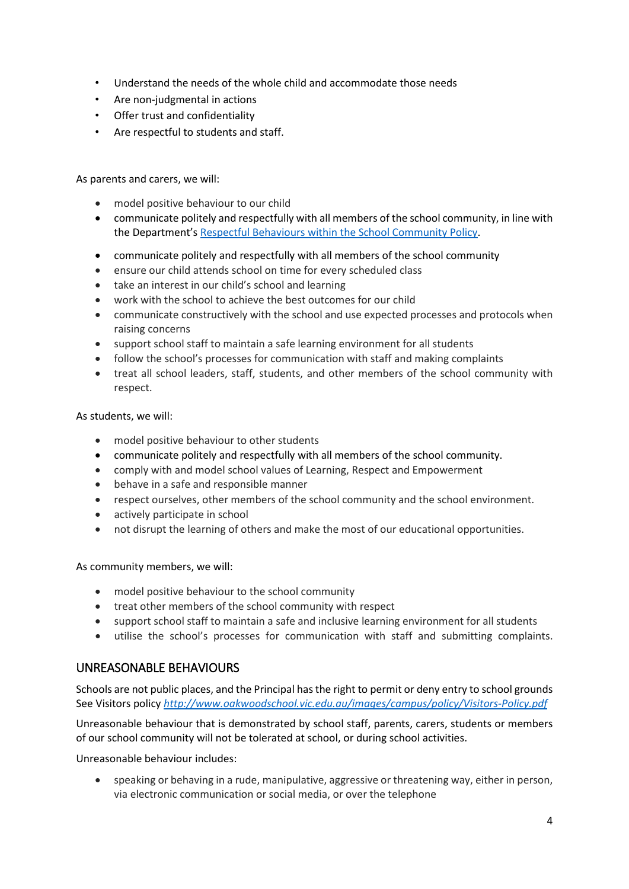- Understand the needs of the whole child and accommodate those needs
- Are non-judgmental in actions
- Offer trust and confidentiality
- Are respectful to students and staff.

As parents and carers, we will:

- model positive behaviour to our child
- communicate politely and respectfully with all members of the school community, in line with the Department's [Respectful Behaviours within the School Community Policy](Respectful Behaviours within the School Community Policy).
- communicate politely and respectfully with all members of the school community
- ensure our child attends school on time for every scheduled class
- take an interest in our child's school and learning
- work with the school to achieve the best outcomes for our child
- communicate constructively with the school and use expected processes and protocols when raising concerns
- support school staff to maintain a safe learning environment for all students
- follow the school's processes for communication with staff and making complaints
- treat all school leaders, staff, students, and other members of the school community with respect.

As students, we will:

- model positive behaviour to other students
- communicate politely and respectfully with all members of the school community.
- comply with and model school values of Learning, Respect and Empowerment
- behave in a safe and responsible manner
- respect ourselves, other members of the school community and the school environment.
- actively participate in school
- not disrupt the learning of others and make the most of our educational opportunities.

As community members, we will:

- model positive behaviour to the school community
- treat other members of the school community with respect
- support school staff to maintain a safe and inclusive learning environment for all students
- utilise the school's processes for communication with staff and submitting complaints.

## UNREASONABLE BEHAVIOURS

Schools are not public places, and the Principal has the right to permit or deny entry to school grounds See Visitors policy *http://www.oakwoodschool.vic.edu.au/images/campus/policy/Visitors-Policy.pdf*

Unreasonable behaviour that is demonstrated by school staff, parents, carers, students or members of our school community will not be tolerated at school, or during school activities.

Unreasonable behaviour includes:

- speaking or behaving in a rude, manipulative, aggressive or threatening way, either in person, via electronic communication or social media, or over the telephone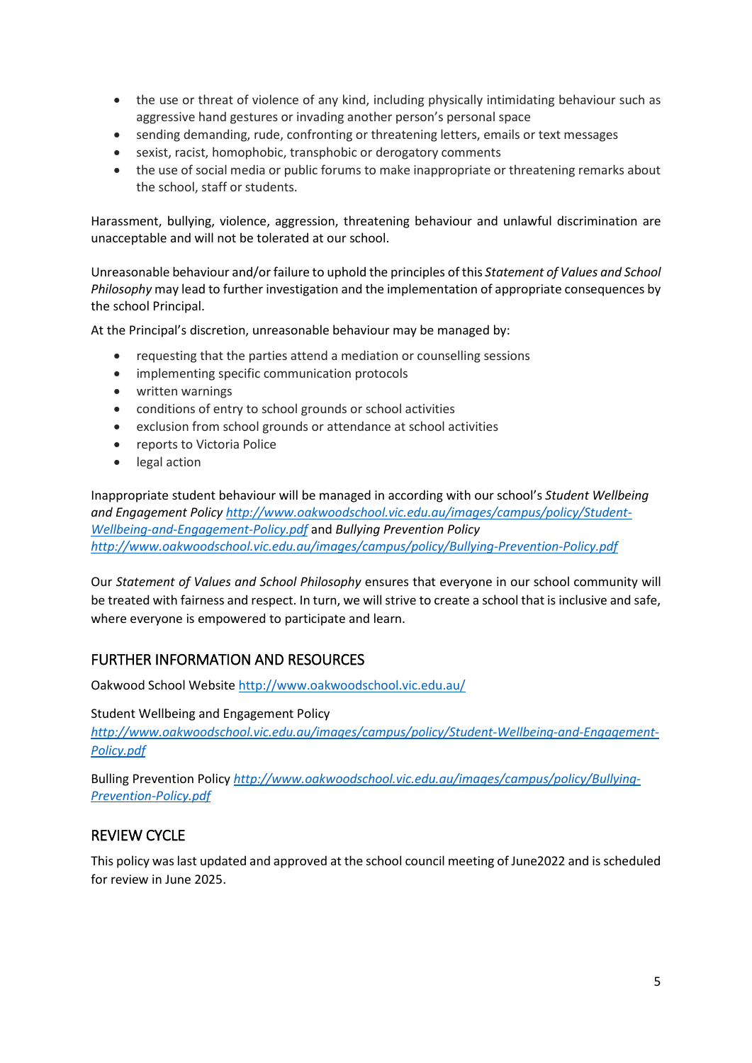- the use or threat of violence of any kind, including physically intimidating behaviour such as aggressive hand gestures or invading another person's personal space
- sending demanding, rude, confronting or threatening letters, emails or text messages
- sexist, racist, homophobic, transphobic or derogatory comments
- the use of social media or public forums to make inappropriate or threatening remarks about the school, staff or students.

Harassment, bullying, violence, aggression, threatening behaviour and unlawful discrimination are unacceptable and will not be tolerated at our school.

Unreasonable behaviour and/or failure to uphold the principles of this *Statement of Values and School Philosophy* may lead to further investigation and the implementation of appropriate consequences by the school Principal.

At the Principal's discretion, unreasonable behaviour may be managed by:

- requesting that the parties attend a mediation or counselling sessions
- implementing specific communication protocols
- written warnings
- conditions of entry to school grounds or school activities
- exclusion from school grounds or attendance at school activities
- reports to Victoria Police
- legal action

Inappropriate student behaviour will be managed in according with our school's *Student Wellbeing and Engagement Policy* [*http://www.oakwoodschool.vic.edu.au/images/campus/policy/Student-Wellbeing-and-Engagement-Policy.pdf*](http://www.oakwoodschool.vic.edu.au/images/campus/policy/Student-Wellbeing-and-Engagement-Policy.pdf) and *Bullying Prevention Policy* [*http://www.oakwoodschool.vic.edu.au/images/campus/policy/Bullying-Prevention-Policy.pdf*](http://www.oakwoodschool.vic.edu.au/images/campus/policy/Bullying-Prevention-Policy.pdf)

Our *Statement of Values and School Philosophy* ensures that everyone in our school community will be treated with fairness and respect. In turn, we will strive to create a school that is inclusive and safe, where everyone is empowered to participate and learn.

## FURTHER INFORMATION AND RESOURCES

Oakwood School Website [http://www.oakwoodschool.vic.edu.au/](http://www.oakwoodschool.vic.edu.au/)

Student Wellbeing and Engagement Policy
[*http://www.oakwoodschool.vic.edu.au/images/campus/policy/Student-Wellbeing-and-Engagement-Policy.pdf*](http://www.oakwoodschool.vic.edu.au/images/campus/policy/Student-Wellbeing-and-Engagement-Policy.pdf)

Bulling Prevention Policy [*http://www.oakwoodschool.vic.edu.au/images/campus/policy/Bullying-Prevention-Policy.pdf*](http://www.oakwoodschool.vic.edu.au/images/campus/policy/Bullying-Prevention-Policy.pdf)

## REVIEW CYCLE

This policy was last updated and approved at the school council meeting of June2022 and is scheduled for review in June 2025.